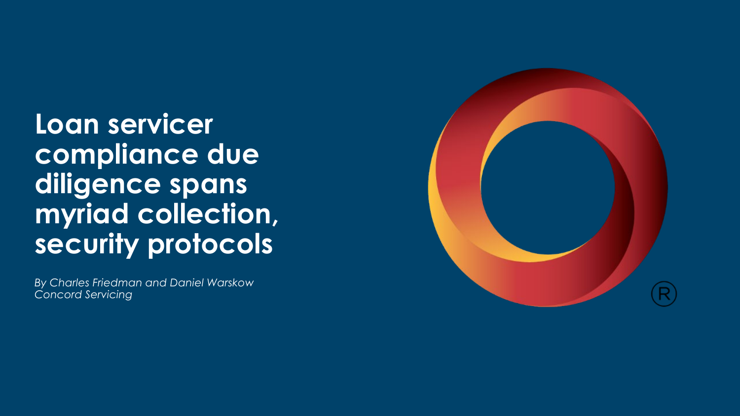# Loan servicer compliance due diligence spans myriad collection, security protocols

*By Charles Friedman and Daniel Warskow*
*Concord Servicing*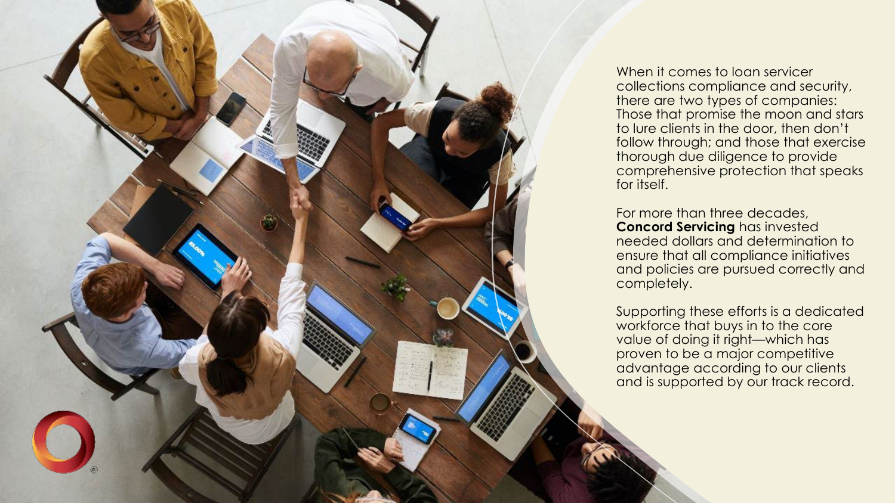When it comes to loan servicer collections compliance and security, there are two types of companies: Those that promise the moon and stars to lure clients in the door, then don't follow through; and those that exercise thorough due diligence to provide comprehensive protection that speaks for itself.

For more than three decades, **Concord Servicing** has invested needed dollars and determination to ensure that all compliance initiatives and policies are pursued correctly and completely.

Supporting these efforts is a dedicated workforce that buys in to the core value of doing it right—which has proven to be a major competitive advantage according to our clients and is supported by our track record.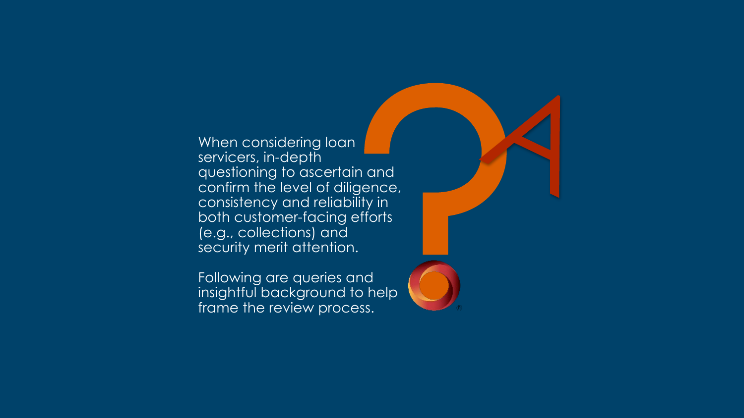When considering loan servicers, in-depth questioning to ascertain and confirm the level of diligence, consistency and reliability in both customer-facing efforts (e.g., collections) and security merit attention.

Following are queries and insightful background to help frame the review process.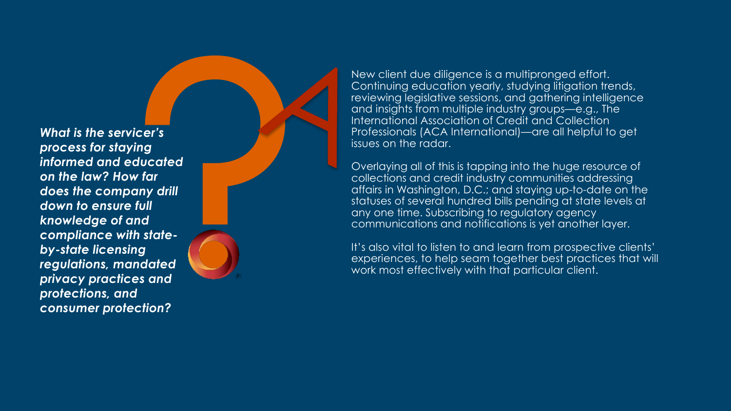***What is the servicer's process for staying informed and educated on the law? How far does the company drill down to ensure full knowledge of and compliance with state-by-state licensing regulations, mandated privacy practices and protections, and consumer protection?***

New client due diligence is a multipronged effort. Continuing education yearly, studying litigation trends, reviewing legislative sessions, and gathering intelligence and insights from multiple industry groups—e.g., The International Association of Credit and Collection Professionals (ACA International)—are all helpful to get issues on the radar.

Overlaying all of this is tapping into the huge resource of collections and credit industry communities addressing affairs in Washington, D.C.; and staying up-to-date on the statuses of several hundred bills pending at state levels at any one time. Subscribing to regulatory agency communications and notifications is yet another layer.

It's also vital to listen to and learn from prospective clients' experiences, to help seam together best practices that will work most effectively with that particular client.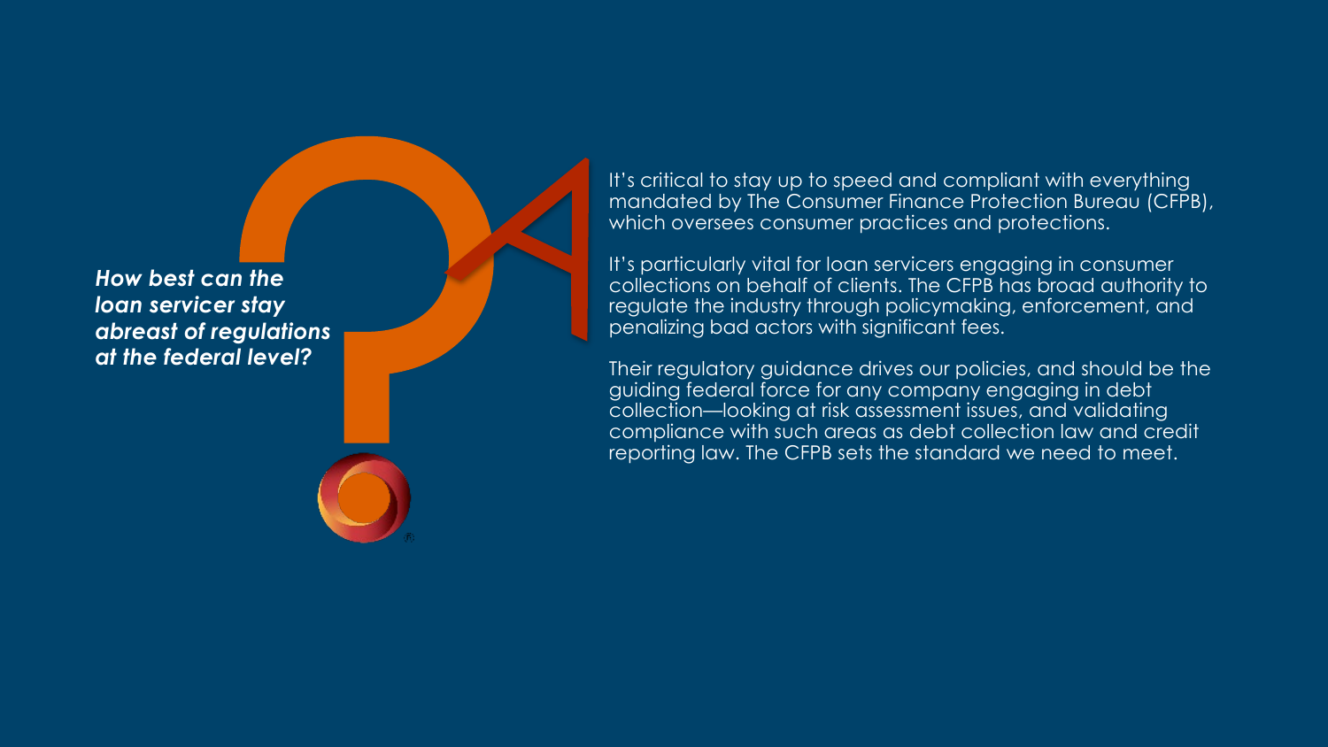***How best can the loan servicer stay abreast of regulations at the federal level?***

It's critical to stay up to speed and compliant with everything mandated by The Consumer Finance Protection Bureau (CFPB), which oversees consumer practices and protections.

It's particularly vital for loan servicers engaging in consumer collections on behalf of clients. The CFPB has broad authority to regulate the industry through policymaking, enforcement, and penalizing bad actors with significant fees.

Their regulatory guidance drives our policies, and should be the guiding federal force for any company engaging in debt collection—looking at risk assessment issues, and validating compliance with such areas as debt collection law and credit reporting law. The CFPB sets the standard we need to meet.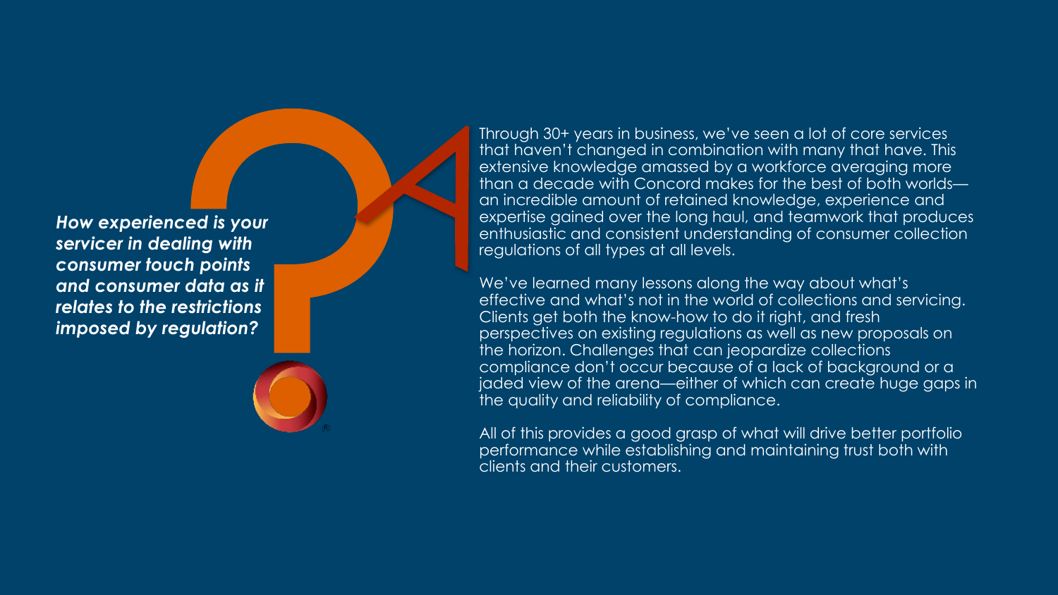***How experienced is your servicer in dealing with consumer touch points and consumer data as it relates to the restrictions imposed by regulation?***

Through 30+ years in business, we've seen a lot of core services that haven't changed in combination with many that have. This extensive knowledge amassed by a workforce averaging more than a decade with Concord makes for the best of both worlds—an incredible amount of retained knowledge, experience and expertise gained over the long haul, and teamwork that produces enthusiastic and consistent understanding of consumer collection regulations of all types at all levels.

We've learned many lessons along the way about what's effective and what's not in the world of collections and servicing. Clients get both the know-how to do it right, and fresh perspectives on existing regulations as well as new proposals on the horizon. Challenges that can jeopardize collections compliance don't occur because of a lack of background or a jaded view of the arena—either of which can create huge gaps in the quality and reliability of compliance.

All of this provides a good grasp of what will drive better portfolio performance while establishing and maintaining trust both with clients and their customers.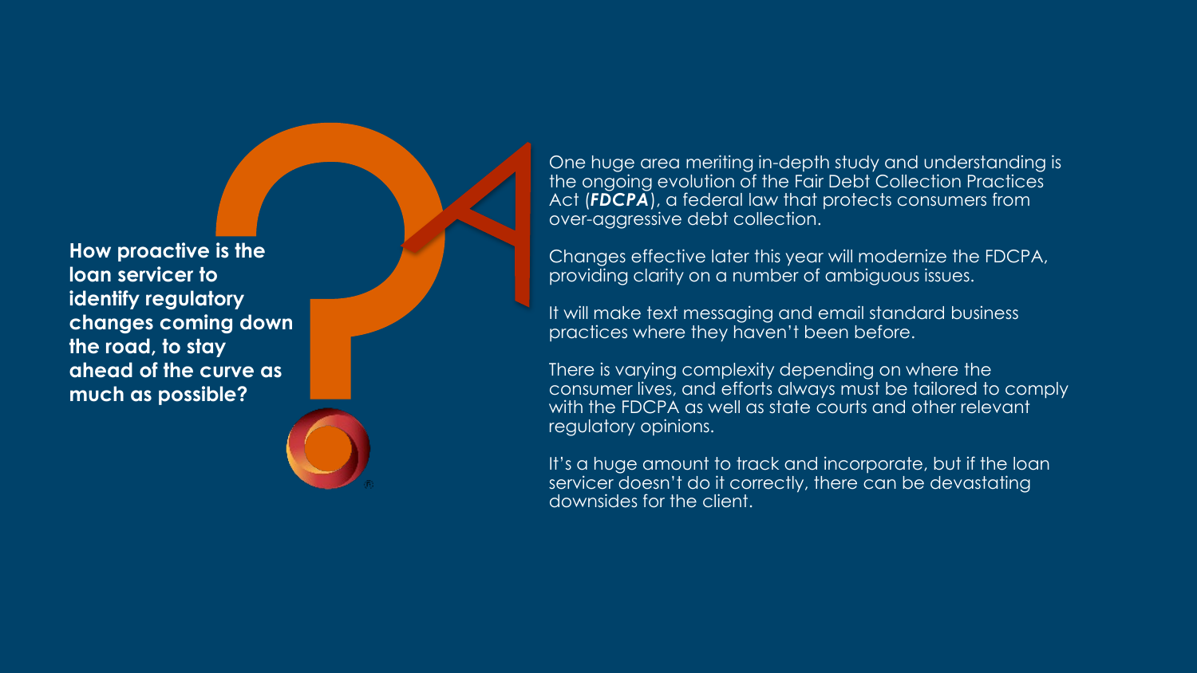**How proactive is the loan servicer to identify regulatory changes coming down the road, to stay ahead of the curve as much as possible?**

One huge area meriting in-depth study and understanding is the ongoing evolution of the Fair Debt Collection Practices Act (***FDCPA***), a federal law that protects consumers from over-aggressive debt collection.

Changes effective later this year will modernize the FDCPA, providing clarity on a number of ambiguous issues.

It will make text messaging and email standard business practices where they haven't been before.

There is varying complexity depending on where the consumer lives, and efforts always must be tailored to comply with the FDCPA as well as state courts and other relevant regulatory opinions.

It's a huge amount to track and incorporate, but if the loan servicer doesn't do it correctly, there can be devastating downsides for the client.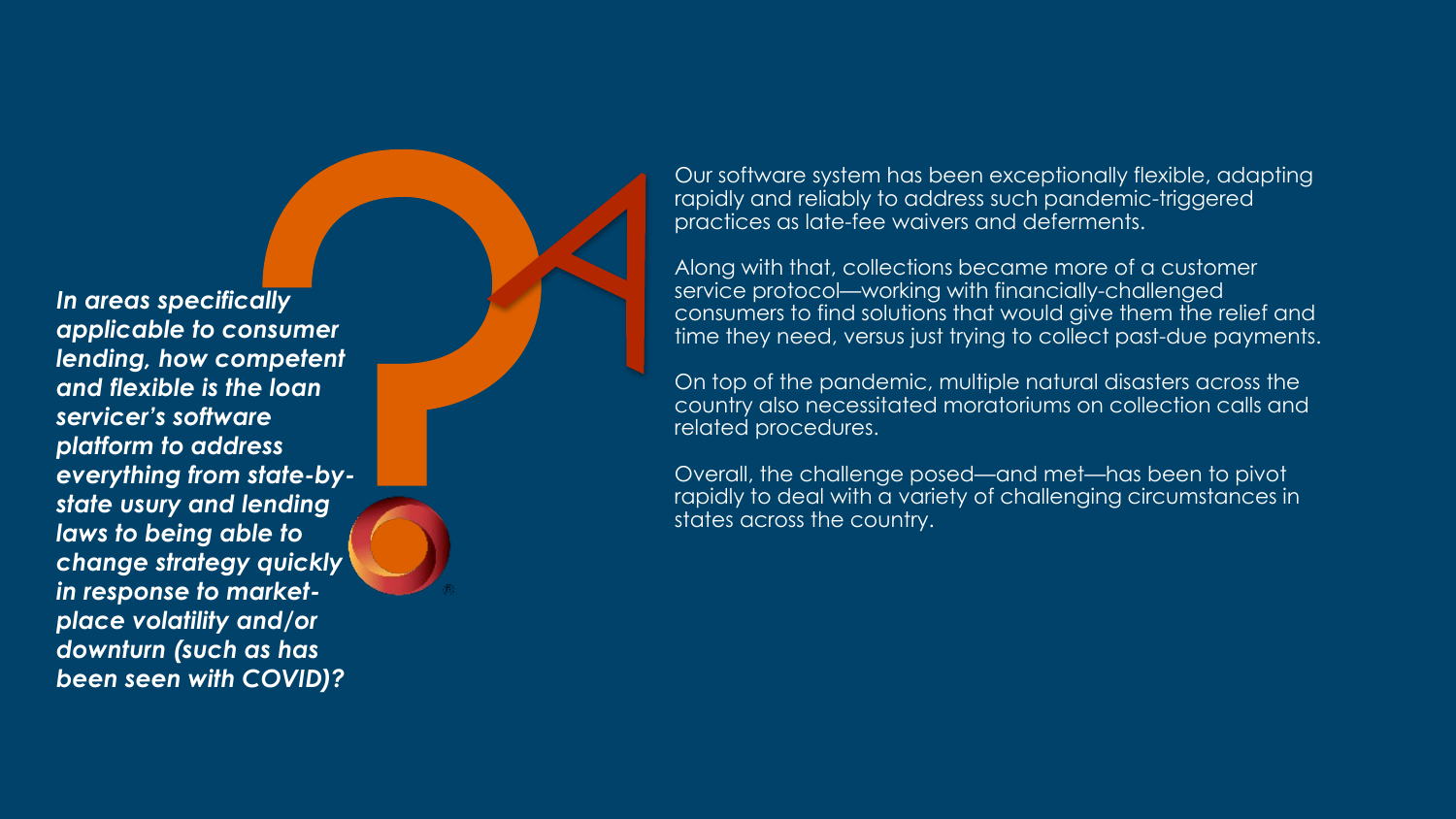***In areas specifically applicable to consumer lending, how competent and flexible is the loan servicer's software platform to address everything from state-by-state usury and lending laws to being able to change strategy quickly in response to market-place volatility and/or downturn (such as has been seen with COVID)?***

Our software system has been exceptionally flexible, adapting rapidly and reliably to address such pandemic-triggered practices as late-fee waivers and deferments.

Along with that, collections became more of a customer service protocol—working with financially-challenged consumers to find solutions that would give them the relief and time they need, versus just trying to collect past-due payments.

On top of the pandemic, multiple natural disasters across the country also necessitated moratoriums on collection calls and related procedures.

Overall, the challenge posed—and met—has been to pivot rapidly to deal with a variety of challenging circumstances in states across the country.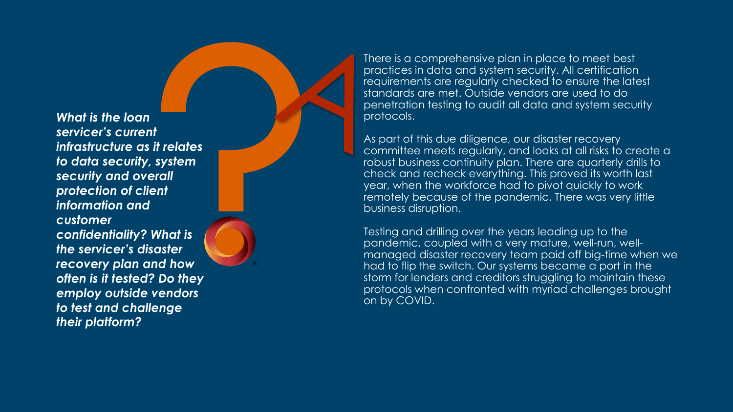***What is the loan servicer's current infrastructure as it relates to data security, system security and overall protection of client information and customer confidentiality? What is the servicer's disaster recovery plan and how often is it tested? Do they employ outside vendors to test and challenge their platform?***

There is a comprehensive plan in place to meet best practices in data and system security. All certification requirements are regularly checked to ensure the latest standards are met. Outside vendors are used to do penetration testing to audit all data and system security protocols.

As part of this due diligence, our disaster recovery committee meets regularly, and looks at all risks to create a robust business continuity plan. There are quarterly drills to check and recheck everything. This proved its worth last year, when the workforce had to pivot quickly to work remotely because of the pandemic. There was very little business disruption.

Testing and drilling over the years leading up to the pandemic, coupled with a very mature, well-run, well-managed disaster recovery team paid off big-time when we had to flip the switch. Our systems became a port in the storm for lenders and creditors struggling to maintain these protocols when confronted with myriad challenges brought on by COVID.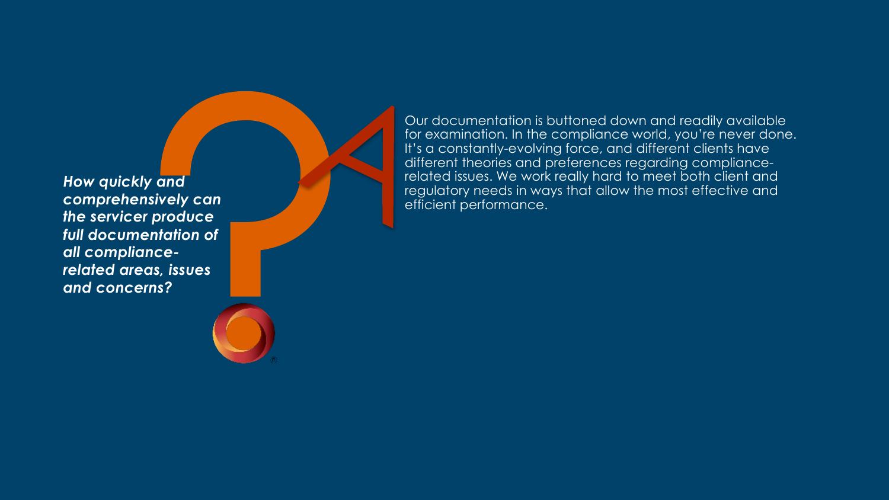***How quickly and comprehensively can the servicer produce full documentation of all compliance-related areas, issues and concerns?***

Our documentation is buttoned down and readily available for examination. In the compliance world, you're never done. It's a constantly-evolving force, and different clients have different theories and preferences regarding compliance-related issues. We work really hard to meet both client and regulatory needs in ways that allow the most effective and efficient performance.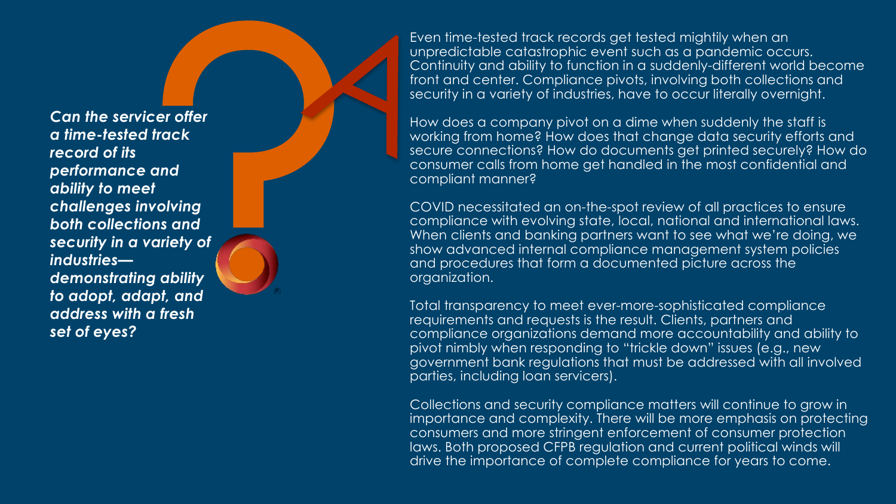***Can the servicer offer a time-tested track record of its performance and ability to meet challenges involving both collections and security in a variety of industries—demonstrating ability to adopt, adapt, and address with a fresh set of eyes?***

Even time-tested track records get tested mightily when an unpredictable catastrophic event such as a pandemic occurs. Continuity and ability to function in a suddenly-different world become front and center. Compliance pivots, involving both collections and security in a variety of industries, have to occur literally overnight.

How does a company pivot on a dime when suddenly the staff is working from home? How does that change data security efforts and secure connections? How do documents get printed securely? How do consumer calls from home get handled in the most confidential and compliant manner?

COVID necessitated an on-the-spot review of all practices to ensure compliance with evolving state, local, national and international laws. When clients and banking partners want to see what we're doing, we show advanced internal compliance management system policies and procedures that form a documented picture across the organization.

Total transparency to meet ever-more-sophisticated compliance requirements and requests is the result. Clients, partners and compliance organizations demand more accountability and ability to pivot nimbly when responding to "trickle down" issues (e.g., new government bank regulations that must be addressed with all involved parties, including loan servicers).

Collections and security compliance matters will continue to grow in importance and complexity. There will be more emphasis on protecting consumers and more stringent enforcement of consumer protection laws. Both proposed CFPB regulation and current political winds will drive the importance of complete compliance for years to come.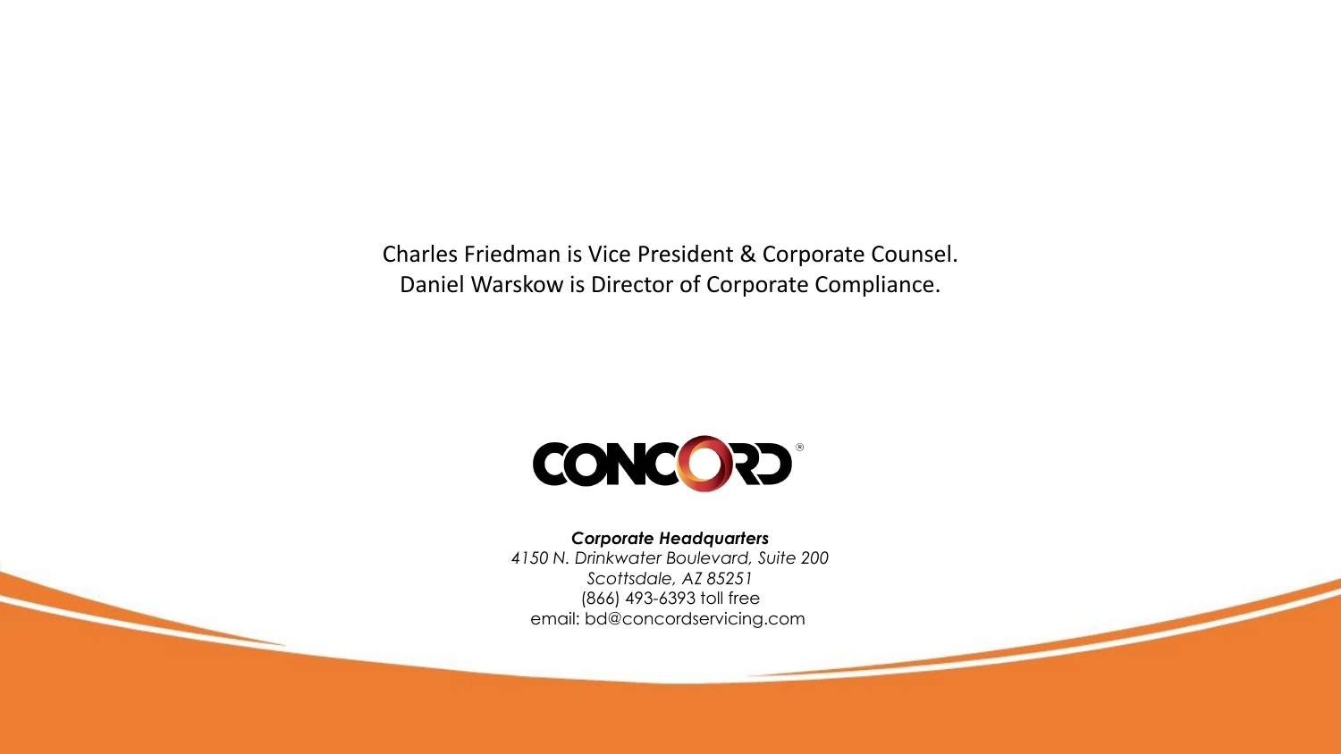Charles Friedman is Vice President & Corporate Counsel.
Daniel Warskow is Director of Corporate Compliance.

CONCORD®

***Corporate Headquarters***
*4150 N. Drinkwater Boulevard, Suite 200*
*Scottsdale, AZ 85251*
(866) 493-6393 toll free
email: bd@concordservicing.com